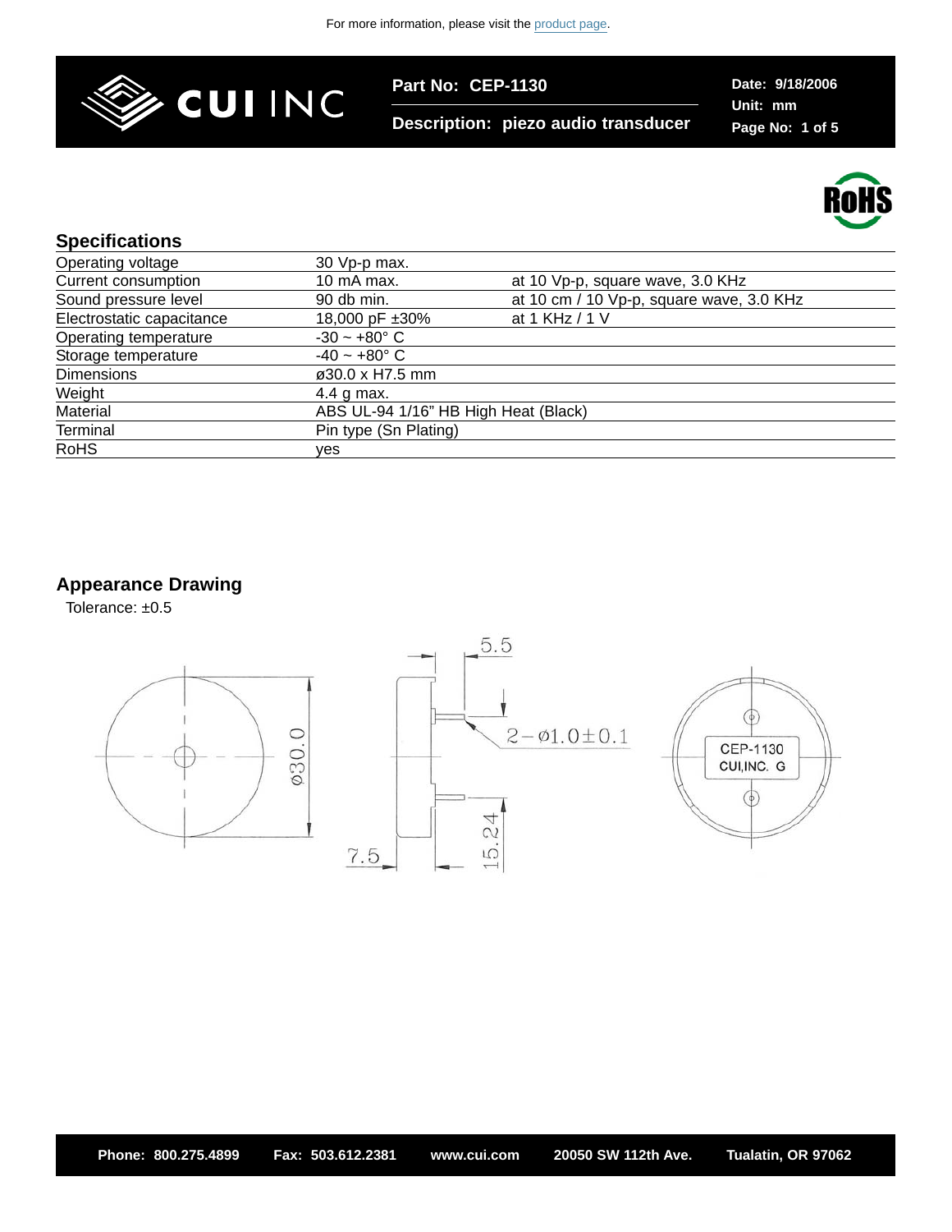For more information, please visit the product page.

**Part No: CEP-1130**

**Description: piezo audio transducer**

**Date: 9/18/2006**
**Unit: mm**

## Specifications

| | | |
|---|---|---|
| Operating voltage | 30 Vp-p max. | |
| Current consumption | 10 mA max. | at 10 Vp-p, square wave, 3.0 KHz |
| Sound pressure level | 90 db min. | at 10 cm / 10 Vp-p, square wave, 3.0 KHz |
| Electrostatic capacitance | 18,000 pF ±30% | at 1 KHz / 1 V |
| Operating temperature | -30 ~ +80° C | |
| Storage temperature | -40 ~ +80° C | |
| Dimensions | ø30.0 x H7.5 mm | |
| Weight | 4.4 g max. | |
| Material | ABS UL-94 1/16" HB High Heat (Black) | |
| Terminal | Pin type (Sn Plating) | |
| RoHS | yes | |

## Appearance Drawing

Tolerance: ±0.5

ø30.0

5.5

2−ø1.0±0.1

7.5

15.24

CEP-1130
CUI,INC. G

Phone: 800.275.4899 Fax: 503.612.2381 www.cui.com 20050 SW 112th Ave. Tualatin, OR 97062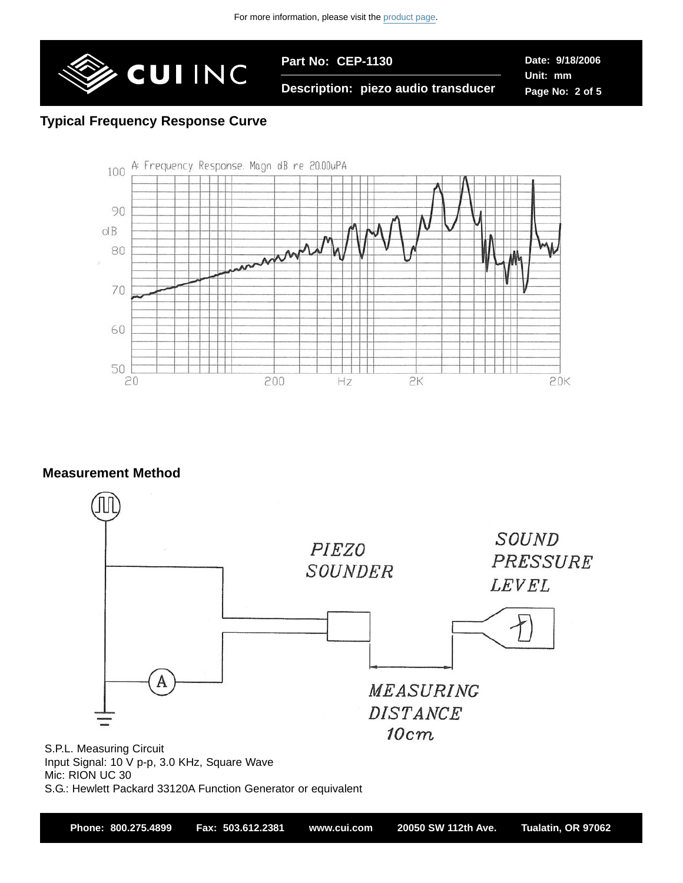## Typical Frequency Response Curve

## Measurement Method

S.P.L. Measuring Circuit
Input Signal: 10 V p-p, 3.0 KHz, Square Wave
Mic: RION UC 30
S.G.: Hewlett Packard 33120A Function Generator or equivalent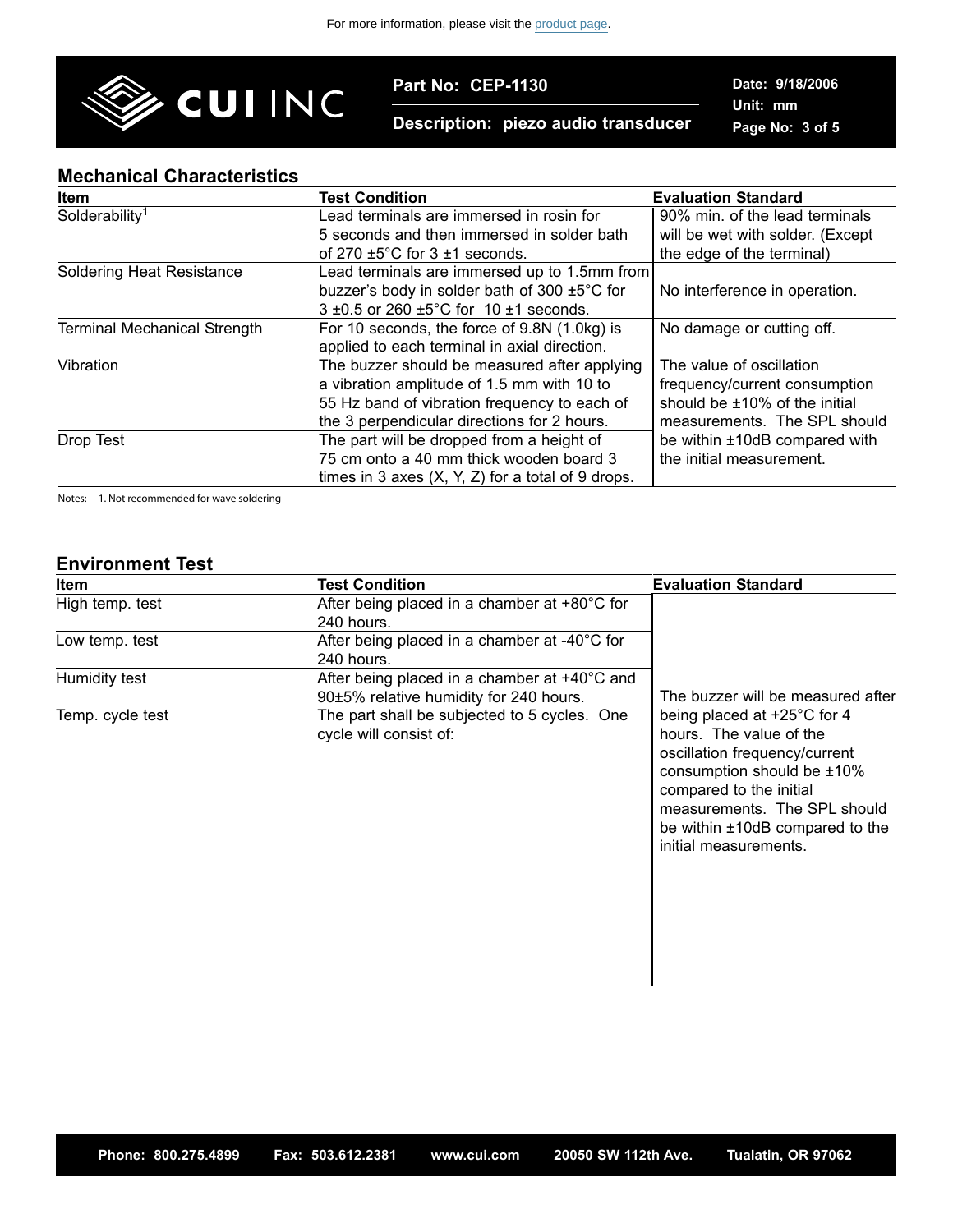For more information, please visit the product page.

**Part No: CEP-1130**
**Description: piezo audio transducer**
**Date: 9/18/2006**
**Unit: mm**

## Mechanical Characteristics

| Item | Test Condition | Evaluation Standard |
| --- | --- | --- |
| Solderability[1] | Lead terminals are immersed in rosin for 5 seconds and then immersed in solder bath of 270 ±5°C for 3 ±1 seconds. | 90% min. of the lead terminals will be wet with solder. (Except the edge of the terminal) |
| Soldering Heat Resistance | Lead terminals are immersed up to 1.5mm from buzzer's body in solder bath of 300 ±5°C for 3 ±0.5 or 260 ±5°C for 10 ±1 seconds. | No interference in operation. |
| Terminal Mechanical Strength | For 10 seconds, the force of 9.8N (1.0kg) is applied to each terminal in axial direction. | No damage or cutting off. |
| Vibration | The buzzer should be measured after applying a vibration amplitude of 1.5 mm with 10 to 55 Hz band of vibration frequency to each of the 3 perpendicular directions for 2 hours. | The value of oscillation frequency/current consumption should be ±10% of the initial measurements. The SPL should be within ±10dB compared with the initial measurement. |
| Drop Test | The part will be dropped from a height of 75 cm onto a 40 mm thick wooden board 3 times in 3 axes (X, Y, Z) for a total of 9 drops. | |

Notes: 1. Not recommended for wave soldering

## Environment Test

| Item | Test Condition | Evaluation Standard |
| --- | --- | --- |
| High temp. test | After being placed in a chamber at +80°C for 240 hours. | The buzzer will be measured after being placed at +25°C for 4 hours. The value of the oscillation frequency/current consumption should be ±10% compared to the initial measurements. The SPL should be within ±10dB compared to the initial measurements. |
| Low temp. test | After being placed in a chamber at -40°C for 240 hours. | |
| Humidity test | After being placed in a chamber at +40°C and 90±5% relative humidity for 240 hours. | |
| Temp. cycle test | The part shall be subjected to 5 cycles. One cycle will consist of: | |

Phone: 800.275.4899 Fax: 503.612.2381 www.cui.com 20050 SW 112th Ave. Tualatin, OR 97062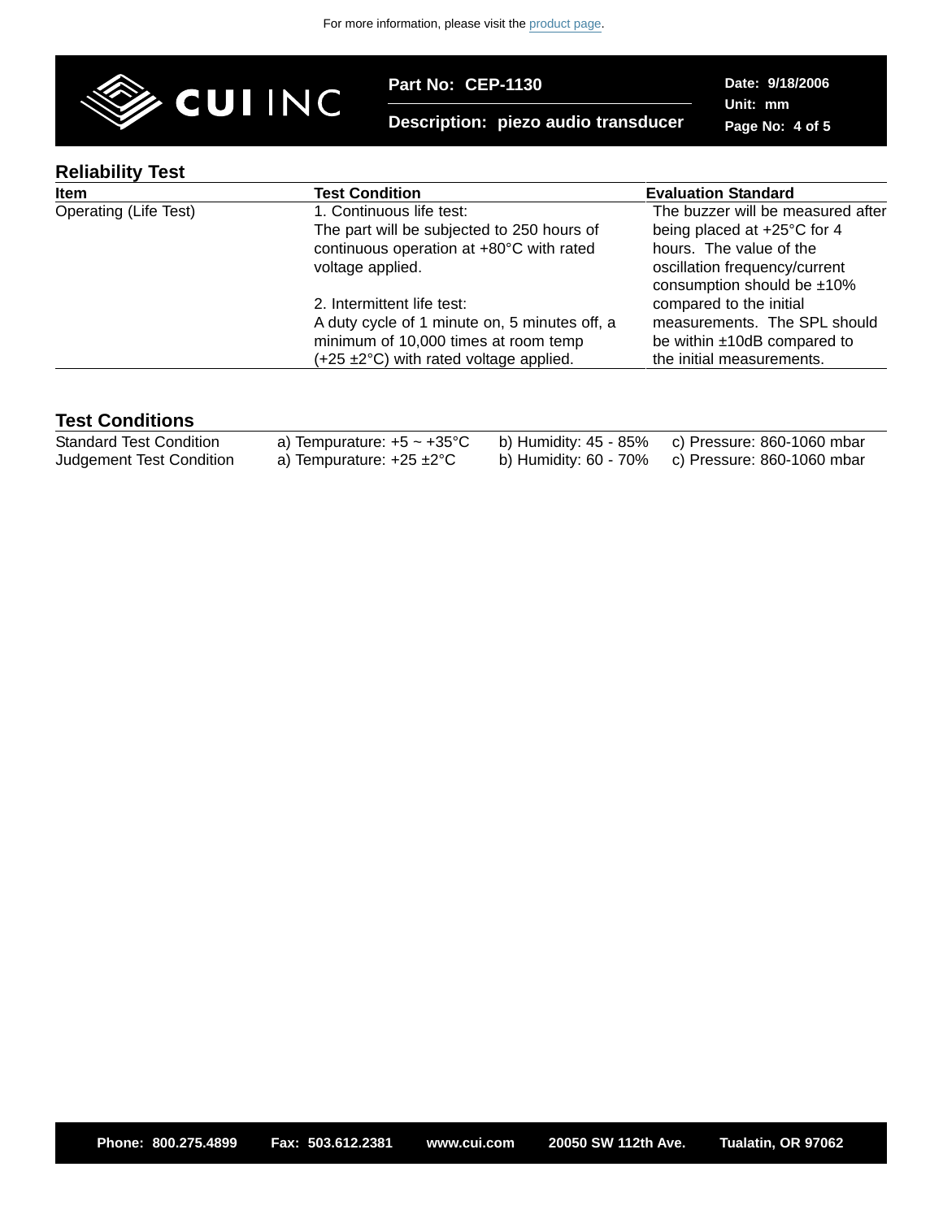## Reliability Test

| Item | Test Condition | Evaluation Standard |
| --- | --- | --- |
| Operating (Life Test) | 1. Continuous life test:<br>The part will be subjected to 250 hours of continuous operation at +80°C with rated voltage applied.<br><br>2. Intermittent life test:<br>A duty cycle of 1 minute on, 5 minutes off, a minimum of 10,000 times at room temp (+25 ±2°C) with rated voltage applied. | The buzzer will be measured after being placed at +25°C for 4 hours. The value of the oscillation frequency/current consumption should be ±10% compared to the initial measurements. The SPL should be within ±10dB compared to the initial measurements. |

## Test Conditions

| | | | |
| --- | --- | --- | --- |
| Standard Test Condition | a) Tempurature: +5 ~ +35°C | b) Humidity: 45 - 85% | c) Pressure: 860-1060 mbar |
| Judgement Test Condition | a) Tempurature: +25 ±2°C | b) Humidity: 60 - 70% | c) Pressure: 860-1060 mbar |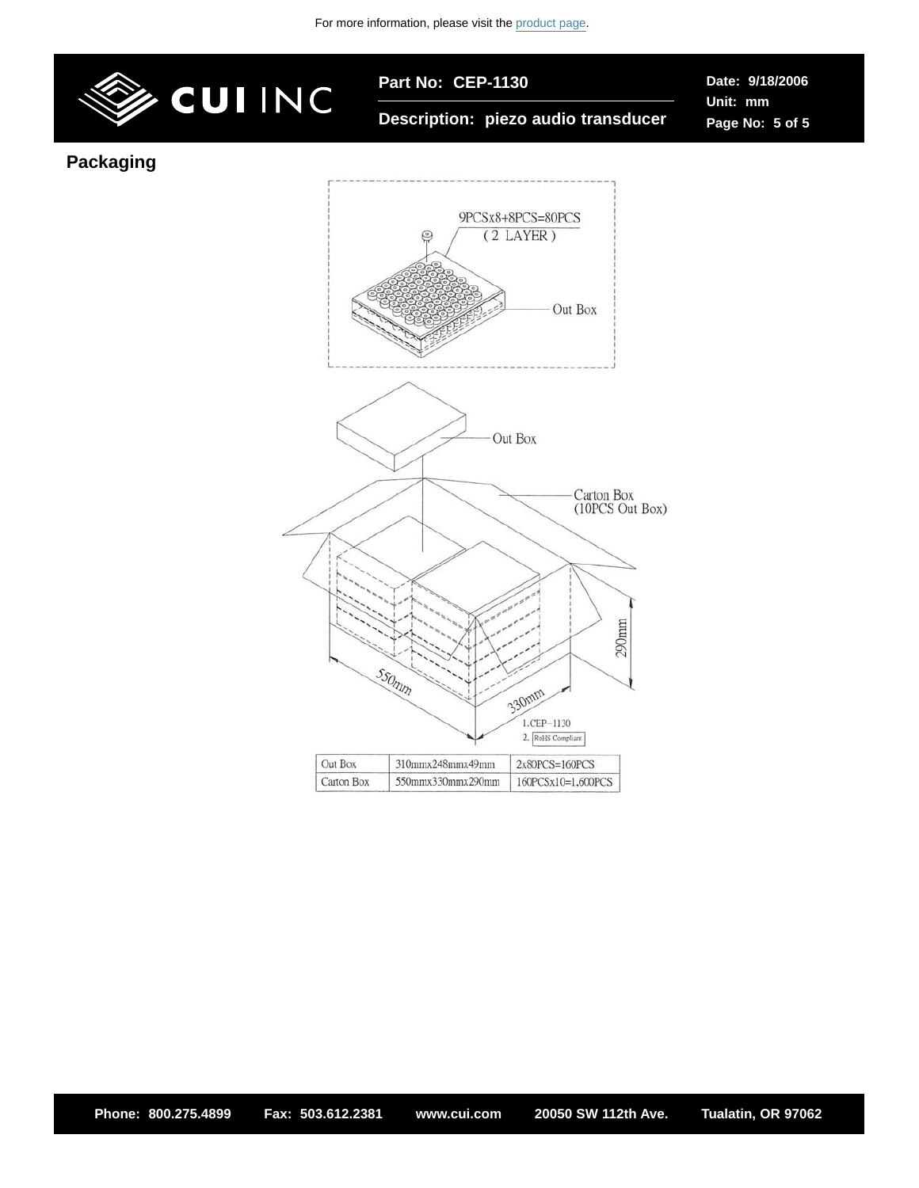For more information, please visit the product page.

## Packaging

9PCSx8+8PCS=80PCS
( 2 LAYER )

Out Box

Out Box

Carton Box
(10PCS Out Box)

290mm

550mm

330mm

1.CEP-1130
2. RoHS Compliant

| | | |
|---|---|---|
| Out Box | 310mmx248mmx49mm | 2x80PCS=160PCS |
| Carton Box | 550mmx330mmx290mm | 160PCSx10=1,600PCS |